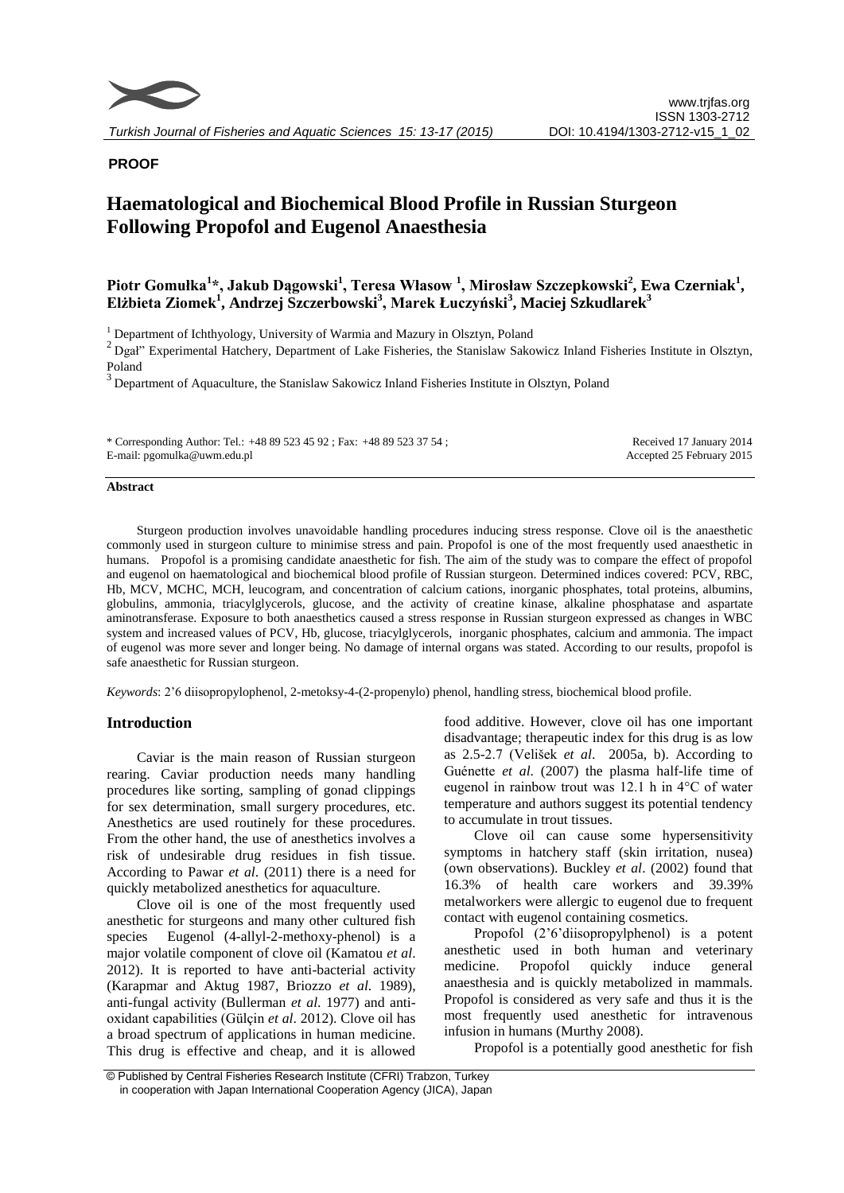**PROOF**

# Haematological and Biochemical Blood Profile in Russian Sturgeon Following Propofol and Eugenol Anaesthesia

**Piotr Gomułka[1]\*, Jakub Dągowski[1], Teresa Własow [1], Mirosław Szczepkowski[2], Ewa Czerniak[1], Elżbieta Ziomek[1], Andrzej Szczerbowski[3], Marek Łuczyński[3], Maciej Szkudlarek[3]**

[1] Department of Ichthyology, University of Warmia and Mazury in Olsztyn, Poland

[2] Dgał" Experimental Hatchery, Department of Lake Fisheries, the Stanislaw Sakowicz Inland Fisheries Institute in Olsztyn, Poland

[3] Department of Aquaculture, the Stanislaw Sakowicz Inland Fisheries Institute in Olsztyn, Poland

\* Corresponding Author: Tel.: +48 89 523 45 92 ; Fax: +48 89 523 37 54 ;
E-mail: pgomulka@uwm.edu.pl

Received 17 January 2014
Accepted 25 February 2015

#### Abstract

Sturgeon production involves unavoidable handling procedures inducing stress response. Clove oil is the anaesthetic commonly used in sturgeon culture to minimise stress and pain. Propofol is one of the most frequently used anaesthetic in humans. Propofol is a promising candidate anaesthetic for fish. The aim of the study was to compare the effect of propofol and eugenol on haematological and biochemical blood profile of Russian sturgeon. Determined indices covered: PCV, RBC, Hb, MCV, MCHC, MCH, leucogram, and concentration of calcium cations, inorganic phosphates, total proteins, albumins, globulins, ammonia, triacylglycerols, glucose, and the activity of creatine kinase, alkaline phosphatase and aspartate aminotransferase. Exposure to both anaesthetics caused a stress response in Russian sturgeon expressed as changes in WBC system and increased values of PCV, Hb, glucose, triacylglycerols, inorganic phosphates, calcium and ammonia. The impact of eugenol was more sever and longer being. No damage of internal organs was stated. According to our results, propofol is safe anaesthetic for Russian sturgeon.

*Keywords*: 2'6 diisopropylophenol, 2-metoksy-4-(2-propenylo) phenol, handling stress, biochemical blood profile.

## Introduction

Caviar is the main reason of Russian sturgeon rearing. Caviar production needs many handling procedures like sorting, sampling of gonad clippings for sex determination, small surgery procedures, etc. Anesthetics are used routinely for these procedures. From the other hand, the use of anesthetics involves a risk of undesirable drug residues in fish tissue. According to Pawar *et al*. (2011) there is a need for quickly metabolized anesthetics for aquaculture.

Clove oil is one of the most frequently used anesthetic for sturgeons and many other cultured fish species Eugenol (4-allyl-2-methoxy-phenol) is a major volatile component of clove oil (Kamatou *et al*. 2012). It is reported to have anti-bacterial activity (Karapmar and Aktug 1987, Briozzo *et al*. 1989), anti-fungal activity (Bullerman *et al*. 1977) and anti-oxidant capabilities (Gülçin *et al*. 2012). Clove oil has a broad spectrum of applications in human medicine. This drug is effective and cheap, and it is allowed food additive. However, clove oil has one important disadvantage; therapeutic index for this drug is as low as 2.5-2.7 (Velišek *et al*. 2005a, b). According to Guénette *et al*. (2007) the plasma half-life time of eugenol in rainbow trout was 12.1 h in 4°C of water temperature and authors suggest its potential tendency to accumulate in trout tissues.

Clove oil can cause some hypersensitivity symptoms in hatchery staff (skin irritation, nusea) (own observations). Buckley *et al*. (2002) found that 16.3% of health care workers and 39.39% metalworkers were allergic to eugenol due to frequent contact with eugenol containing cosmetics.

Propofol (2'6'diisopropylphenol) is a potent anesthetic used in both human and veterinary medicine. Propofol quickly induce general anaesthesia and is quickly metabolized in mammals. Propofol is considered as very safe and thus it is the most frequently used anesthetic for intravenous infusion in humans (Murthy 2008).

Propofol is a potentially good anesthetic for fish

© Published by Central Fisheries Research Institute (CFRI) Trabzon, Turkey in cooperation with Japan International Cooperation Agency (JICA), Japan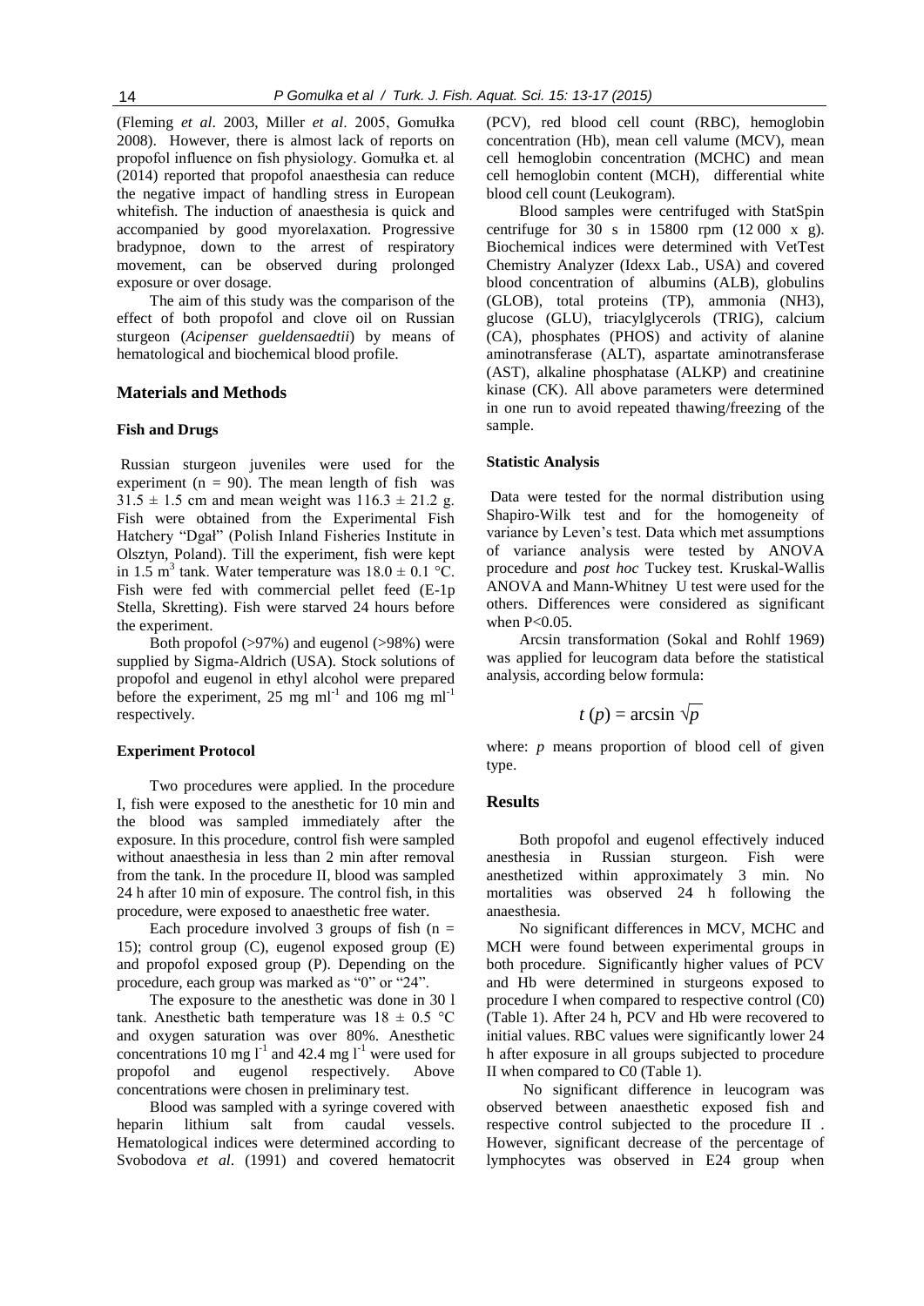(Fleming *et al*. 2003, Miller *et al*. 2005, Gomułka 2008). However, there is almost lack of reports on propofol influence on fish physiology. Gomułka et. al (2014) reported that propofol anaesthesia can reduce the negative impact of handling stress in European whitefish. The induction of anaesthesia is quick and accompanied by good myorelaxation. Progressive bradypnoe, down to the arrest of respiratory movement, can be observed during prolonged exposure or over dosage.

The aim of this study was the comparison of the effect of both propofol and clove oil on Russian sturgeon (*Acipenser gueldensaedtii*) by means of hematological and biochemical blood profile.

## Materials and Methods

### Fish and Drugs

Russian sturgeon juveniles were used for the experiment (n = 90). The mean length of fish was 31.5 ± 1.5 cm and mean weight was 116.3 ± 21.2 g. Fish were obtained from the Experimental Fish Hatchery "Dgał" (Polish Inland Fisheries Institute in Olsztyn, Poland). Till the experiment, fish were kept in 1.5 $m^3$ tank. Water temperature was 18.0 ± 0.1 °C. Fish were fed with commercial pellet feed (E-1p Stella, Skretting). Fish were starved 24 hours before the experiment.

Both propofol (>97%) and eugenol (>98%) were supplied by Sigma-Aldrich (USA). Stock solutions of propofol and eugenol in ethyl alcohol were prepared before the experiment, 25 mg $ml^{-1}$ and 106 mg $ml^{-1}$ respectively.

### Experiment Protocol

Two procedures were applied. In the procedure I, fish were exposed to the anesthetic for 10 min and the blood was sampled immediately after the exposure. In this procedure, control fish were sampled without anaesthesia in less than 2 min after removal from the tank. In the procedure II, blood was sampled 24 h after 10 min of exposure. The control fish, in this procedure, were exposed to anaesthetic free water.

Each procedure involved 3 groups of fish (n = 15); control group (C), eugenol exposed group (E) and propofol exposed group (P). Depending on the procedure, each group was marked as "0" or "24".

The exposure to the anesthetic was done in 30 l tank. Anesthetic bath temperature was 18 ± 0.5 °C and oxygen saturation was over 80%. Anesthetic concentrations 10 mg $l^{-1}$ and 42.4 mg $l^{-1}$ were used for propofol and eugenol respectively. Above concentrations were chosen in preliminary test.

Blood was sampled with a syringe covered with heparin lithium salt from caudal vessels. Hematological indices were determined according to Svobodova *et al*. (1991) and covered hematocrit (PCV), red blood cell count (RBC), hemoglobin concentration (Hb), mean cell valume (MCV), mean cell hemoglobin concentration (MCHC) and mean cell hemoglobin content (MCH), differential white blood cell count (Leukogram).

Blood samples were centrifuged with StatSpin centrifuge for 30 s in 15800 rpm (12 000 x g). Biochemical indices were determined with VetTest Chemistry Analyzer (Idexx Lab., USA) and covered blood concentration of albumins (ALB), globulins (GLOB), total proteins (TP), ammonia (NH3), glucose (GLU), triacylglycerols (TRIG), calcium (CA), phosphates (PHOS) and activity of alanine aminotransferase (ALT), aspartate aminotransferase (AST), alkaline phosphatase (ALKP) and creatinine kinase (CK). All above parameters were determined in one run to avoid repeated thawing/freezing of the sample.

### Statistic Analysis

Data were tested for the normal distribution using Shapiro-Wilk test and for the homogeneity of variance by Leven's test. Data which met assumptions of variance analysis were tested by ANOVA procedure and *post hoc* Tuckey test. Kruskal-Wallis ANOVA and Mann-Whitney U test were used for the others. Differences were considered as significant when $P<0.05$.

Arcsin transformation (Sokal and Rohlf 1969) was applied for leucogram data before the statistical analysis, according below formula:

$$t(p) = \arcsin \sqrt{p}$$

where: $p$ means proportion of blood cell of given type.

## Results

Both propofol and eugenol effectively induced anesthesia in Russian sturgeon. Fish were anesthetized within approximately 3 min. No mortalities was observed 24 h following the anaesthesia.

No significant differences in MCV, MCHC and MCH were found between experimental groups in both procedure. Significantly higher values of PCV and Hb were determined in sturgeons exposed to procedure I when compared to respective control (C0) (Table 1). After 24 h, PCV and Hb were recovered to initial values. RBC values were significantly lower 24 h after exposure in all groups subjected to procedure II when compared to C0 (Table 1).

No significant difference in leucogram was observed between anaesthetic exposed fish and respective control subjected to the procedure II . However, significant decrease of the percentage of lymphocytes was observed in E24 group when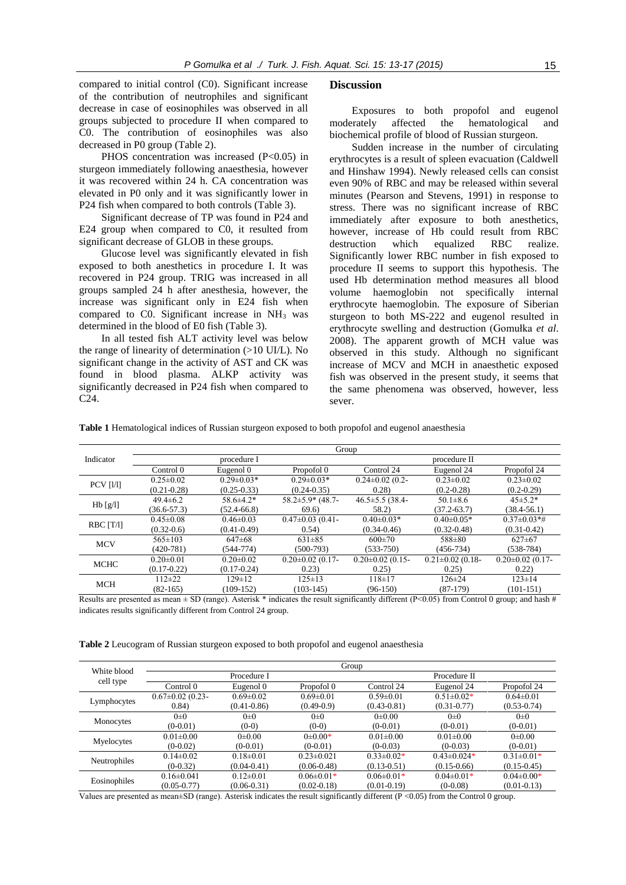compared to initial control (C0). Significant increase of the contribution of neutrophiles and significant decrease in case of eosinophiles was observed in all groups subjected to procedure II when compared to C0. The contribution of eosinophiles was also decreased in P0 group (Table 2).

PHOS concentration was increased ($P<0.05$) in sturgeon immediately following anaesthesia, however it was recovered within 24 h. CA concentration was elevated in P0 only and it was significantly lower in P24 fish when compared to both controls (Table 3).

Significant decrease of TP was found in P24 and E24 group when compared to C0, it resulted from significant decrease of GLOB in these groups.

Glucose level was significantly elevated in fish exposed to both anaesthetics in procedure I. It was recovered in P24 group. TRIG was increased in all groups sampled 24 h after anesthesia, however, the increase was significant only in E24 fish when compared to C0. Significant increase in $NH_3$ was determined in the blood of E0 fish (Table 3).

In all tested fish ALT activity level was below the range of linearity of determination (>10 UI/L). No significant change in the activity of AST and CK was found in blood plasma. ALKP activity was significantly decreased in P24 fish when compared to C24.

## Discussion

Exposures to both propofol and eugenol moderately affected the hematological and biochemical profile of blood of Russian sturgeon.

Sudden increase in the number of circulating erythrocytes is a result of spleen evacuation (Caldwell and Hinshaw 1994). Newly released cells can consist even 90% of RBC and may be released within several minutes (Pearson and Stevens, 1991) in response to stress. There was no significant increase of RBC immediately after exposure to both anesthetics, however, increase of Hb could result from RBC destruction which equalized RBC realize. Significantly lower RBC number in fish exposed to procedure II seems to support this hypothesis. The used Hb determination method measures all blood volume haemoglobin not specifically internal erythrocyte haemoglobin. The exposure of Siberian sturgeon to both MS-222 and eugenol resulted in erythrocyte swelling and destruction (Gomułka *et al*. 2008). The apparent growth of MCH value was observed in this study. Although no significant increase of MCV and MCH in anaesthetic exposed fish was observed in the present study, it seems that the same phenomena was observed, however, less sever.

**Table 1** Hematological indices of Russian sturgeon exposed to both propofol and eugenol anaesthesia

| Indicator | Group | | | | | |
|---|---|---|---|---|---|---|
| | procedure I | | | procedure II | | |
| | Control 0 | Eugenol 0 | Propofol 0 | Control 24 | Eugenol 24 | Propofol 24 |
| PCV [l/l] | 0.25±0.02 (0.21-0.28) | 0.29±0.03* (0.25-0.33) | 0.29±0.03* (0.24-0.35) | 0.24±0.02 (0.2-0.28) | 0.23±0.02 (0.2-0.28) | 0.23±0.02 (0.2-0.29) |
| Hb [g/l] | 49.4±6.2 (36.6-57.3) | 58.6±4.2* (52.4-66.8) | 58.2±5.9* (48.7-69.6) | 46.5±5.5 (38.4-58.2) | 50.1±8.6 (37.2-63.7) | 45±5.2* (38.4-56.1) |
| RBC [T/l] | 0.45±0.08 (0.32-0.6) | 0.46±0.03 (0.41-0.49) | 0.47±0.03 (0.41-0.54) | 0.40±0.03* (0.34-0.46) | 0.40±0.05* (0.32-0.48) | 0.37±0.03*# (0.31-0.42) |
| MCV | 565±103 (420-781) | 647±68 (544-774) | 631±85 (500-793) | 600±70 (533-750) | 588±80 (456-734) | 627±67 (538-784) |
| MCHC | 0.20±0.01 (0.17-0.22) | 0.20±0.02 (0.17-0.24) | 0.20±0.02 (0.17-0.23) | 0.20±0.02 (0.15-0.25) | 0.21±0.02 (0.18-0.25) | 0.20±0.02 (0.17-0.22) |
| MCH | 112±22 (82-165) | 129±12 (109-152) | 125±13 (103-145) | 118±17 (96-150) | 126±24 (87-179) | 123±14 (101-151) |

Results are presented as mean ± SD (range). Asterisk * indicates the result significantly different ($P<0.05$) from Control 0 group; and hash # indicates results significantly different from Control 24 group.

**Table 2** Leucogram of Russian sturgeon exposed to both propofol and eugenol anaesthesia

| White blood cell type | Group | | | | | |
|---|---|---|---|---|---|---|
| | Procedure I | | | Procedure II | | |
| | Control 0 | Eugenol 0 | Propofol 0 | Control 24 | Eugenol 24 | Propofol 24 |
| Lymphocytes | 0.67±0.02 (0.23-0.84) | 0.69±0.02 (0.41-0.86) | 0.69±0.01 (0.49-0.9) | 0.59±0.01 (0.43-0.81) | 0.51±0.02* (0.31-0.77) | 0.64±0.01 (0.53-0.74) |
| Monocytes | 0±0 (0-0.01) | 0±0 (0-0) | 0±0 (0-0) | 0±0.00 (0-0.01) | 0±0 (0-0.01) | 0±0 (0-0.01) |
| Myelocytes | 0.01±0.00 (0-0.02) | 0±0.00 (0-0.01) | 0±0.00* (0-0.01) | 0.01±0.00 (0-0.03) | 0.01±0.00 (0-0.03) | 0±0.00 (0-0.01) |
| Neutrophiles | 0.14±0.02 (0-0.32) | 0.18±0.01 (0.04-0.41) | 0.23±0.021 (0.06-0.48) | 0.33±0.02* (0.13-0.51) | 0.43±0.024* (0.15-0.66) | 0.31±0.01* (0.15-0.45) |
| Eosinophiles | 0.16±0.041 (0.05-0.77) | 0.12±0.01 (0.06-0.31) | 0.06±0.01* (0.02-0.18) | 0.06±0.01* (0.01-0.19) | 0.04±0.01* (0-0.08) | 0.04±0.00* (0.01-0.13) |

Values are presented as mean±SD (range). Asterisk indicates the result significantly different ($P<0.05$) from the Control 0 group.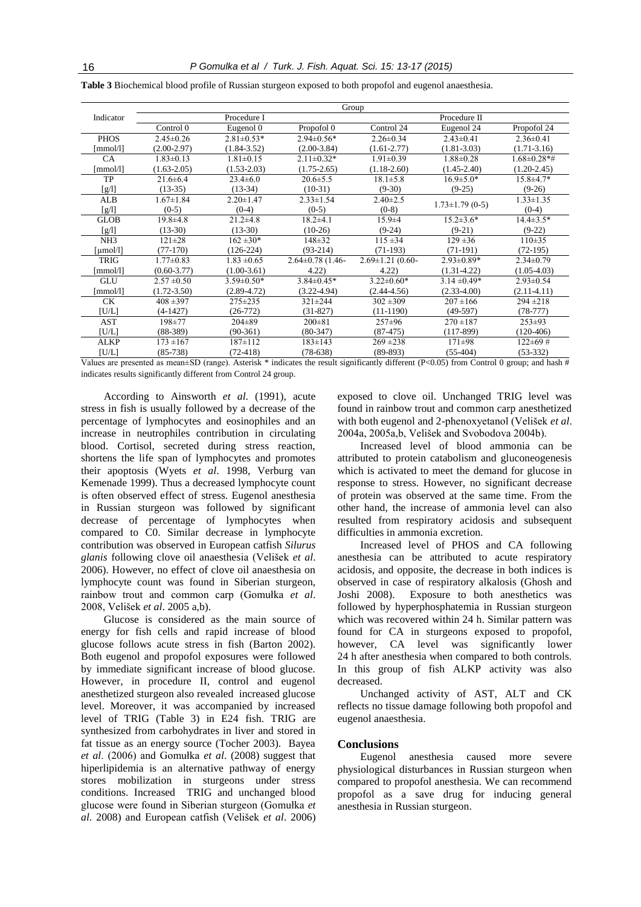**Table 3** Biochemical blood profile of Russian sturgeon exposed to both propofol and eugenol anaesthesia.

| Indicator | Group | | | | | |
|---|---|---|---|---|---|---|
| | Procedure I | | | Procedure II | | |
| | Control 0 | Eugenol 0 | Propofol 0 | Control 24 | Eugenol 24 | Propofol 24 |
| PHOS [mmol/l] | 2.45±0.26 (2.00-2.97) | 2.81±0.53* (1.84-3.52) | 2.94±0.56* (2.00-3.84) | 2.26±0.34 (1.61-2.77) | 2.43±0.41 (1.81-3.03) | 2.36±0.41 (1.71-3.16) |
| CA [mmol/l] | 1.83±0.13 (1.63-2.05) | 1.81±0.15 (1.53-2.03) | 2.11±0.32* (1.75-2.65) | 1.91±0.39 (1.18-2.60) | 1.88±0.28 (1.45-2.40) | 1.68±0.28*# (1.20-2.45) |
| TP [g/l] | 21.6±6.4 (13-35) | 23.4±6.0 (13-34) | 20.6±5.5 (10-31) | 18.1±5.8 (9-30) | 16.9±5.0* (9-25) | 15.8±4.7* (9-26) |
| ALB [g/l] | 1.67±1.84 (0-5) | 2.20±1.47 (0-4) | 2.33±1.54 (0-5) | 2.40±2.5 (0-8) | 1.73±1.79 (0-5) | 1.33±1.35 (0-4) |
| GLOB [g/l] | 19.8±4.8 (13-30) | 21.2±4.8 (13-30) | 18.2±4.1 (10-26) | 15.9±4 (9-24) | 15.2±3.6* (9-21) | 14.4±3.5* (9-22) |
| NH3 [μmol/l] | 121±28 (77-170) | 162 ±30* (126-224) | 148±32 (93-214) | 115 ±34 (71-193) | 129 ±36 (71-191) | 110±35 (72-195) |
| TRIG [mmol/l] | 1.77±0.83 (0.60-3.77) | 1.83 ±0.65 (1.00-3.61) | 2.64±0.78 (1.46-4.22) | 2.69±1.21 (0.60-4.22) | 2.93±0.89* (1.31-4.22) | 2.34±0.79 (1.05-4.03) |
| GLU [mmol/l] | 2.57 ±0.50 (1.72-3.50) | 3.59±0.50* (2.89-4.72) | 3.84±0.45* (3.22-4.94) | 3.22±0.60* (2.44-4.56) | 3.14 ±0.49* (2.33-4.00) | 2.93±0.54 (2.11-4.11) |
| CK [U/L] | 408 ±397 (4-1427) | 275±235 (26-772) | 321±244 (31-827) | 302 ±309 (11-1190) | 207 ±166 (49-597) | 294 ±218 (78-777) |
| AST [U/L] | 198±77 (88-389) | 204±89 (90-361) | 200±81 (80-347) | 257±96 (87-475) | 270 ±187 (117-899) | 253±93 (120-406) |
| ALKP [U/L] | 173 ±167 (85-738) | 187±112 (72-418) | 183±143 (78-638) | 269 ±238 (89-893) | 171±98 (55-404) | 122±69 # (53-332) |

Values are presented as mean±SD (range). Asterisk * indicates the result significantly different ($P<0.05$) from Control 0 group; and hash # indicates results significantly different from Control 24 group.

According to Ainsworth *et al*. (1991), acute stress in fish is usually followed by a decrease of the percentage of lymphocytes and eosinophiles and an increase in neutrophiles contribution in circulating blood. Cortisol, secreted during stress reaction, shortens the life span of lymphocytes and promotes their apoptosis (Wyets *et al*. 1998, Verburg van Kemenade 1999). Thus a decreased lymphocyte count is often observed effect of stress. Eugenol anesthesia in Russian sturgeon was followed by significant decrease of percentage of lymphocytes when compared to C0. Similar decrease in lymphocyte contribution was observed in European catfish *Silurus glanis* following clove oil anaesthesia (Velišek *et al*. 2006). However, no effect of clove oil anaesthesia on lymphocyte count was found in Siberian sturgeon, rainbow trout and common carp (Gomułka *et al*. 2008, Velišek *et al*. 2005 a,b).

Glucose is considered as the main source of energy for fish cells and rapid increase of blood glucose follows acute stress in fish (Barton 2002). Both eugenol and propofol exposures were followed by immediate significant increase of blood glucose. However, in procedure II, control and eugenol anesthetized sturgeon also revealed increased glucose level. Moreover, it was accompanied by increased level of TRIG (Table 3) in E24 fish. TRIG are synthesized from carbohydrates in liver and stored in fat tissue as an energy source (Tocher 2003). Bayea *et al*. (2006) and Gomułka *et al*. (2008) suggest that hiperlipidemia is an alternative pathway of energy stores mobilization in sturgeons under stress conditions. Increased TRIG and unchanged blood glucose were found in Siberian sturgeon (Gomułka *et al*. 2008) and European catfish (Velišek *et al*. 2006) exposed to clove oil. Unchanged TRIG level was found in rainbow trout and common carp anesthetized with both eugenol and 2-phenoxyetanol (Velišek *et al*. 2004a, 2005a,b, Velišek and Svobodova 2004b).

Increased level of blood ammonia can be attributed to protein catabolism and gluconeogenesis which is activated to meet the demand for glucose in response to stress. However, no significant decrease of protein was observed at the same time. From the other hand, the increase of ammonia level can also resulted from respiratory acidosis and subsequent difficulties in ammonia excretion.

Increased level of PHOS and CA following anesthesia can be attributed to acute respiratory acidosis, and opposite, the decrease in both indices is observed in case of respiratory alkalosis (Ghosh and Joshi 2008). Exposure to both anesthetics was followed by hyperphosphatemia in Russian sturgeon which was recovered within 24 h. Similar pattern was found for CA in sturgeons exposed to propofol, however, CA level was significantly lower 24 h after anesthesia when compared to both controls. In this group of fish ALKP activity was also decreased.

Unchanged activity of AST, ALT and CK reflects no tissue damage following both propofol and eugenol anaesthesia.

## Conclusions

Eugenol anesthesia caused more severe physiological disturbances in Russian sturgeon when compared to propofol anesthesia. We can recommend propofol as a save drug for inducing general anesthesia in Russian sturgeon.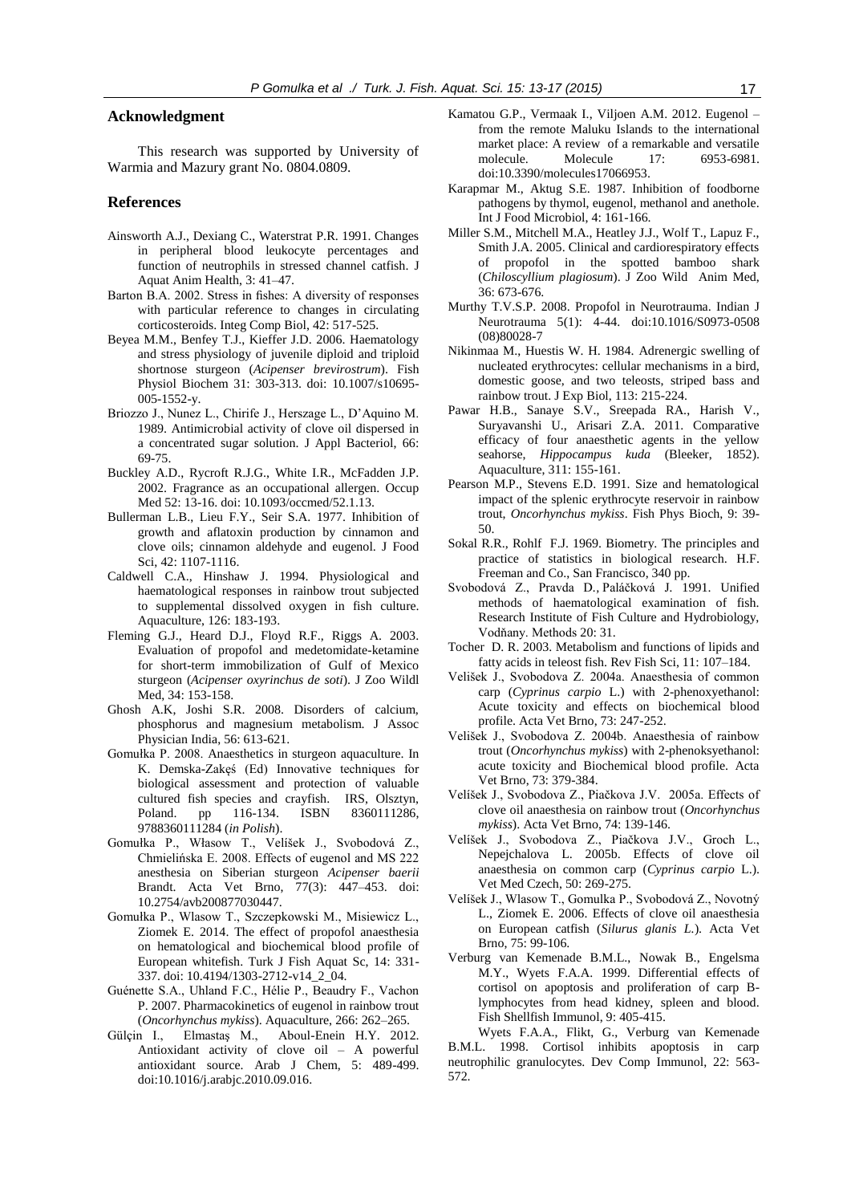## Acknowledgment

This research was supported by University of Warmia and Mazury grant No. 0804.0809.

## References

Ainsworth A.J., Dexiang C., Waterstrat P.R. 1991. Changes in peripheral blood leukocyte percentages and function of neutrophils in stressed channel catfish. J Aquat Anim Health, 3: 41–47.

Barton B.A. 2002. Stress in fishes: A diversity of responses with particular reference to changes in circulating corticosteroids. Integ Comp Biol, 42: 517-525.

Beyea M.M., Benfey T.J., Kieffer J.D. 2006. Haematology and stress physiology of juvenile diploid and triploid shortnose sturgeon (*Acipenser brevirostrum*). Fish Physiol Biochem 31: 303-313. doi: 10.1007/s10695-005-1552-y.

Briozzo J., Nunez L., Chirife J., Herszage L., D'Aquino M. 1989. Antimicrobial activity of clove oil dispersed in a concentrated sugar solution. J Appl Bacteriol, 66: 69-75.

Buckley A.D., Rycroft R.J.G., White I.R., McFadden J.P. 2002. Fragrance as an occupational allergen. Occup Med 52: 13-16. doi: 10.1093/occmed/52.1.13.

Bullerman L.B., Lieu F.Y., Seir S.A. 1977. Inhibition of growth and aflatoxin production by cinnamon and clove oils; cinnamon aldehyde and eugenol. J Food Sci, 42: 1107-1116.

Caldwell C.A., Hinshaw J. 1994. Physiological and haematological responses in rainbow trout subjected to supplemental dissolved oxygen in fish culture. Aquaculture, 126: 183-193.

Fleming G.J., Heard D.J., Floyd R.F., Riggs A. 2003. Evaluation of propofol and medetomidate-ketamine for short-term immobilization of Gulf of Mexico sturgeon (*Acipenser oxyrinchus de soti*). J Zoo Wildl Med, 34: 153-158.

Ghosh A.K, Joshi S.R. 2008. Disorders of calcium, phosphorus and magnesium metabolism. J Assoc Physician India, 56: 613-621.

Gomułka P. 2008. Anaesthetics in sturgeon aquaculture. In K. Demska-Zakęś (Ed) Innovative techniques for biological assessment and protection of valuable cultured fish species and crayfish. IRS, Olsztyn, Poland. pp 116-134. ISBN 8360111286, 9788360111284 (*in Polish*).

Gomułka P., Własow T., Velíšek J., Svobodová Z., Chmielińska E. 2008. Effects of eugenol and MS 222 anesthesia on Siberian sturgeon *Acipenser baerii* Brandt. Acta Vet Brno, 77(3): 447–453. doi: 10.2754/avb200877030447.

Gomułka P., Wlasow T., Szczepkowski M., Misiewicz L., Ziomek E. 2014. The effect of propofol anaesthesia on hematological and biochemical blood profile of European whitefish. Turk J Fish Aquat Sc, 14: 331-337. doi: 10.4194/1303-2712-v14_2_04.

Guénette S.A., Uhland F.C., Hélie P., Beaudry F., Vachon P. 2007. Pharmacokinetics of eugenol in rainbow trout (*Oncorhynchus mykiss*). Aquaculture, 266: 262–265.

Gülçin I., Elmastaş M., Aboul-Enein H.Y. 2012. Antioxidant activity of clove oil – A powerful antioxidant source. Arab J Chem, 5: 489-499. doi:10.1016/j.arabjc.2010.09.016.

Kamatou G.P., Vermaak I., Viljoen A.M. 2012. Eugenol – from the remote Maluku Islands to the international market place: A review of a remarkable and versatile molecule. Molecule 17: 6953-6981. doi:10.3390/molecules17066953.

Karapmar M., Aktug S.E. 1987. Inhibition of foodborne pathogens by thymol, eugenol, methanol and anethole. Int J Food Microbiol, 4: 161-166.

Miller S.M., Mitchell M.A., Heatley J.J., Wolf T., Lapuz F., Smith J.A. 2005. Clinical and cardiorespiratory effects of propofol in the spotted bamboo shark (*Chiloscyllium plagiosum*). J Zoo Wild Anim Med, 36: 673-676.

Murthy T.V.S.P. 2008. Propofol in Neurotrauma. Indian J Neurotrauma 5(1): 4-44. doi:10.1016/S0973-0508(08)80028-7

Nikinmaa M., Huestis W. H. 1984. Adrenergic swelling of nucleated erythrocytes: cellular mechanisms in a bird, domestic goose, and two teleosts, striped bass and rainbow trout. J Exp Biol, 113: 215-224.

Pawar H.B., Sanaye S.V., Sreepada RA., Harish V., Suryavanshi U., Arisari Z.A. 2011. Comparative efficacy of four anaesthetic agents in the yellow seahorse, *Hippocampus kuda* (Bleeker, 1852). Aquaculture, 311: 155-161.

Pearson M.P., Stevens E.D. 1991. Size and hematological impact of the splenic erythrocyte reservoir in rainbow trout, *Oncorhynchus mykiss*. Fish Phys Bioch, 9: 39-50.

Sokal R.R., Rohlf F.J. 1969. Biometry. The principles and practice of statistics in biological research. H.F. Freeman and Co., San Francisco, 340 pp.

Svobodová Z., Pravda D., Paláčková J. 1991. Unified methods of haematological examination of fish. Research Institute of Fish Culture and Hydrobiology, Vodňany. Methods 20: 31.

Tocher D. R. 2003. Metabolism and functions of lipids and fatty acids in teleost fish. Rev Fish Sci, 11: 107–184.

Velišek J., Svobodova Z. 2004a. Anaesthesia of common carp (*Cyprinus carpio* L.) with 2-phenoxyethanol: Acute toxicity and effects on biochemical blood profile. Acta Vet Brno, 73: 247-252.

Velišek J., Svobodova Z. 2004b. Anaesthesia of rainbow trout (*Oncorhynchus mykiss*) with 2-phenoksyethanol: acute toxicity and Biochemical blood profile. Acta Vet Brno, 73: 379-384.

Velíšek J., Svobodova Z., Piačkova J.V. 2005a. Effects of clove oil anaesthesia on rainbow trout (*Oncorhynchus mykiss*). Acta Vet Brno, 74: 139-146.

Velíšek J., Svobodova Z., Piačkova J.V., Groch L., Nepejchalova L. 2005b. Effects of clove oil anaesthesia on common carp (*Cyprinus carpio* L.). Vet Med Czech, 50: 269-275.

Velíšek J., Wlasow T., Gomulka P., Svobodová Z., Novotný L., Ziomek E. 2006. Effects of clove oil anaesthesia on European catfish (*Silurus glanis L.*). Acta Vet Brno, 75: 99-106.

Verburg van Kemenade B.M.L., Nowak B., Engelsma M.Y., Wyets F.A.A. 1999. Differential effects of cortisol on apoptosis and proliferation of carp B-lymphocytes from head kidney, spleen and blood. Fish Shellfish Immunol, 9: 405-415.

Wyets F.A.A., Flikt, G., Verburg van Kemenade B.M.L. 1998. Cortisol inhibits apoptosis in carp neutrophilic granulocytes. Dev Comp Immunol, 22: 563-572.